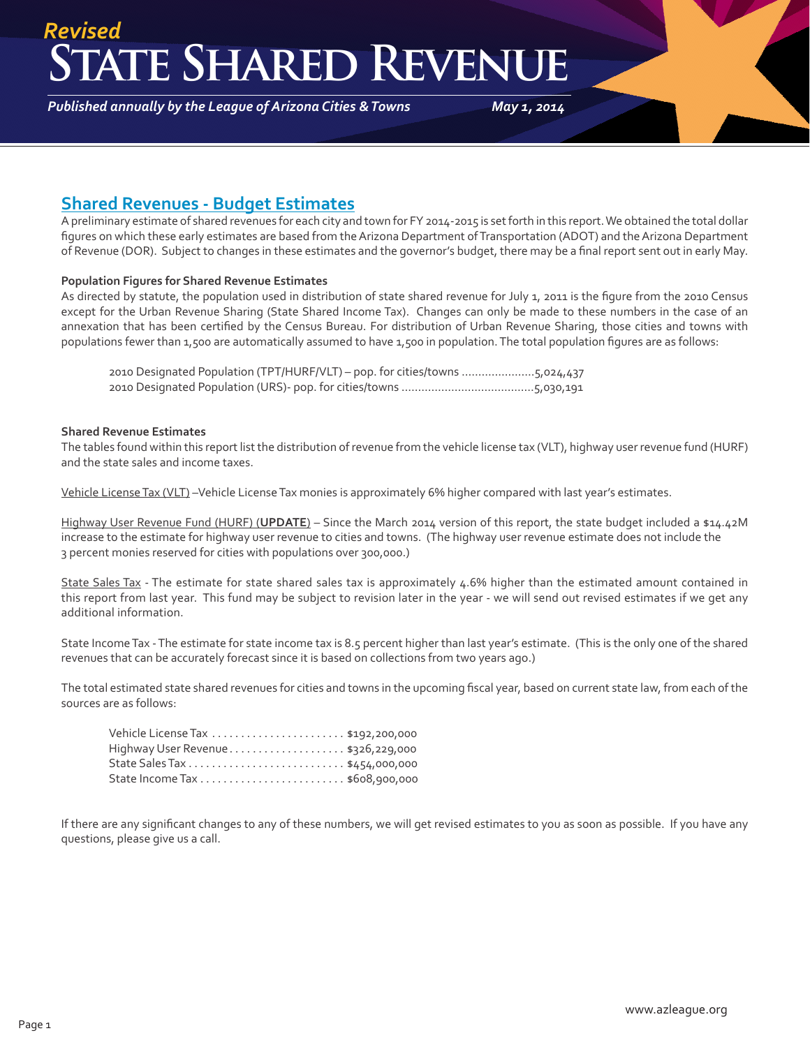*Revised*

# State Shared Revenue

*Published annually by the League of Arizona Cities & Towns* *May 1, 2014*

## Shared Revenues - Budget Estimates

A preliminary estimate of shared revenues for each city and town for FY 2014-2015 is set forth in this report. We obtained the total dollar figures on which these early estimates are based from the Arizona Department of Transportation (ADOT) and the Arizona Department of Revenue (DOR). Subject to changes in these estimates and the governor's budget, there may be a final report sent out in early May.

**Population Figures for Shared Revenue Estimates**

As directed by statute, the population used in distribution of state shared revenue for July 1, 2011 is the figure from the 2010 Census except for the Urban Revenue Sharing (State Shared Income Tax). Changes can only be made to these numbers in the case of an annexation that has been certified by the Census Bureau. For distribution of Urban Revenue Sharing, those cities and towns with populations fewer than 1,500 are automatically assumed to have 1,500 in population. The total population figures are as follows:

2010 Designated Population (TPT/HURF/VLT) – pop. for cities/towns ......................5,024,437
2010 Designated Population (URS)- pop. for cities/towns ........................................5,030,191

**Shared Revenue Estimates**

The tables found within this report list the distribution of revenue from the vehicle license tax (VLT), highway user revenue fund (HURF) and the state sales and income taxes.

Vehicle License Tax (VLT) –Vehicle License Tax monies is approximately 6% higher compared with last year's estimates.

Highway User Revenue Fund (HURF) (**UPDATE**) – Since the March 2014 version of this report, the state budget included a $14.42M increase to the estimate for highway user revenue to cities and towns. (The highway user revenue estimate does not include the 3 percent monies reserved for cities with populations over 300,000.)

State Sales Tax - The estimate for state shared sales tax is approximately 4.6% higher than the estimated amount contained in this report from last year. This fund may be subject to revision later in the year - we will send out revised estimates if we get any additional information.

State Income Tax - The estimate for state income tax is 8.5 percent higher than last year's estimate. (This is the only one of the shared revenues that can be accurately forecast since it is based on collections from two years ago.)

The total estimated state shared revenues for cities and towns in the upcoming fiscal year, based on current state law, from each of the sources are as follows:

Vehicle License Tax . . . . . . . . . . . . . . . . . . . . . . . $192,200,000
Highway User Revenue . . . . . . . . . . . . . . . . . . . . $326,229,000
State Sales Tax . . . . . . . . . . . . . . . . . . . . . . . . . . $454,000,000
State Income Tax . . . . . . . . . . . . . . . . . . . . . . . . . $608,900,000

If there are any significant changes to any of these numbers, we will get revised estimates to you as soon as possible. If you have any questions, please give us a call.

www.azleague.org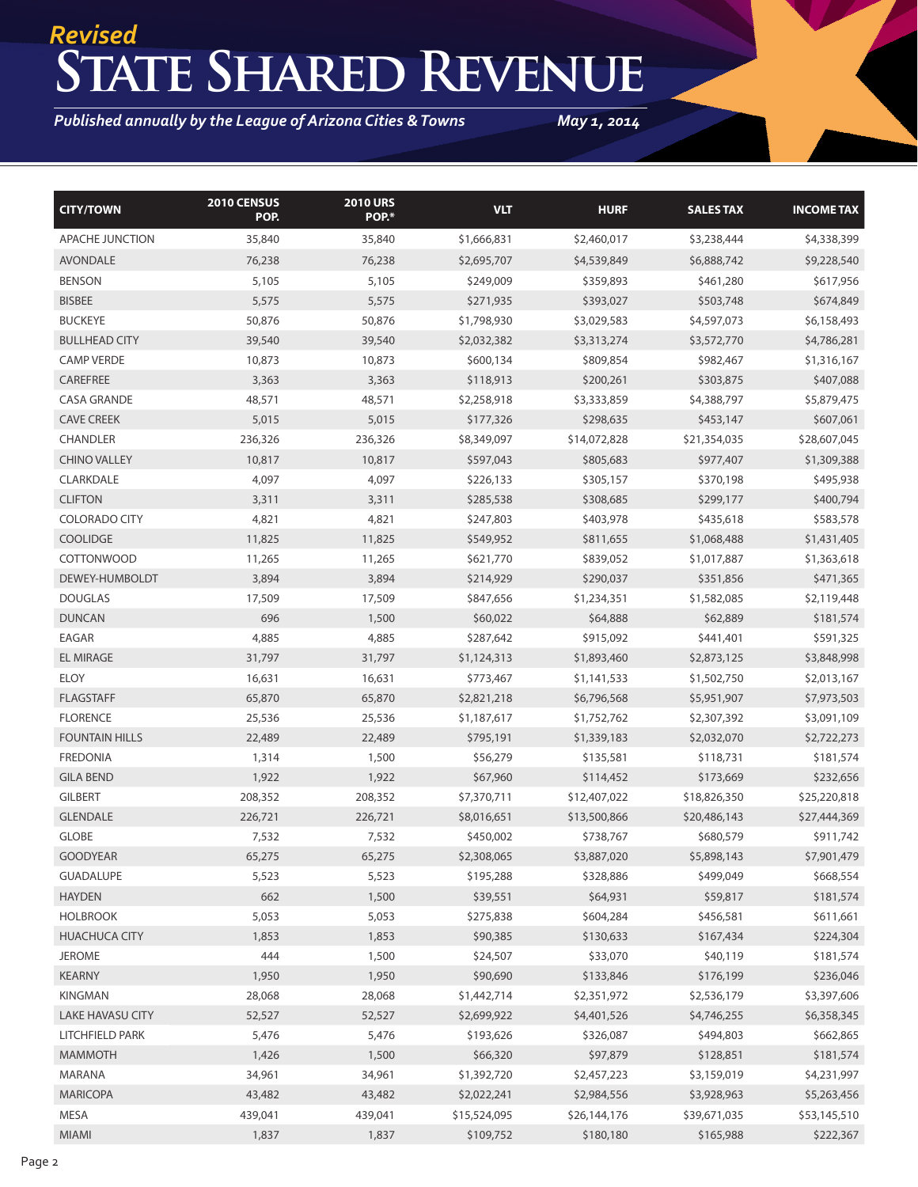*Revised*

# State Shared Revenue

*Published annually by the League of Arizona Cities & Towns* *May 1, 2014*

| CITY/TOWN | 2010 CENSUS POP. | 2010 URS POP.* | VLT | HURF | SALES TAX | INCOME TAX |
|---|---|---|---|---|---|---|
| APACHE JUNCTION | 35,840 | 35,840 | $1,666,831 | $2,460,017 | $3,238,444 | $4,338,399 |
| AVONDALE | 76,238 | 76,238 | $2,695,707 | $4,539,849 | $6,888,742 | $9,228,540 |
| BENSON | 5,105 | 5,105 | $249,009 | $359,893 | $461,280 | $617,956 |
| BISBEE | 5,575 | 5,575 | $271,935 | $393,027 | $503,748 | $674,849 |
| BUCKEYE | 50,876 | 50,876 | $1,798,930 | $3,029,583 | $4,597,073 | $6,158,493 |
| BULLHEAD CITY | 39,540 | 39,540 | $2,032,382 | $3,313,274 | $3,572,770 | $4,786,281 |
| CAMP VERDE | 10,873 | 10,873 | $600,134 | $809,854 | $982,467 | $1,316,167 |
| CAREFREE | 3,363 | 3,363 | $118,913 | $200,261 | $303,875 | $407,088 |
| CASA GRANDE | 48,571 | 48,571 | $2,258,918 | $3,333,859 | $4,388,797 | $5,879,475 |
| CAVE CREEK | 5,015 | 5,015 | $177,326 | $298,635 | $453,147 | $607,061 |
| CHANDLER | 236,326 | 236,326 | $8,349,097 | $14,072,828 | $21,354,035 | $28,607,045 |
| CHINO VALLEY | 10,817 | 10,817 | $597,043 | $805,683 | $977,407 | $1,309,388 |
| CLARKDALE | 4,097 | 4,097 | $226,133 | $305,157 | $370,198 | $495,938 |
| CLIFTON | 3,311 | 3,311 | $285,538 | $308,685 | $299,177 | $400,794 |
| COLORADO CITY | 4,821 | 4,821 | $247,803 | $403,978 | $435,618 | $583,578 |
| COOLIDGE | 11,825 | 11,825 | $549,952 | $811,655 | $1,068,488 | $1,431,405 |
| COTTONWOOD | 11,265 | 11,265 | $621,770 | $839,052 | $1,017,887 | $1,363,618 |
| DEWEY-HUMBOLDT | 3,894 | 3,894 | $214,929 | $290,037 | $351,856 | $471,365 |
| DOUGLAS | 17,509 | 17,509 | $847,656 | $1,234,351 | $1,582,085 | $2,119,448 |
| DUNCAN | 696 | 1,500 | $60,022 | $64,888 | $62,889 | $181,574 |
| EAGAR | 4,885 | 4,885 | $287,642 | $915,092 | $441,401 | $591,325 |
| EL MIRAGE | 31,797 | 31,797 | $1,124,313 | $1,893,460 | $2,873,125 | $3,848,998 |
| ELOY | 16,631 | 16,631 | $773,467 | $1,141,533 | $1,502,750 | $2,013,167 |
| FLAGSTAFF | 65,870 | 65,870 | $2,821,218 | $6,796,568 | $5,951,907 | $7,973,503 |
| FLORENCE | 25,536 | 25,536 | $1,187,617 | $1,752,762 | $2,307,392 | $3,091,109 |
| FOUNTAIN HILLS | 22,489 | 22,489 | $795,191 | $1,339,183 | $2,032,070 | $2,722,273 |
| FREDONIA | 1,314 | 1,500 | $56,279 | $135,581 | $118,731 | $181,574 |
| GILA BEND | 1,922 | 1,922 | $67,960 | $114,452 | $173,669 | $232,656 |
| GILBERT | 208,352 | 208,352 | $7,370,711 | $12,407,022 | $18,826,350 | $25,220,818 |
| GLENDALE | 226,721 | 226,721 | $8,016,651 | $13,500,866 | $20,486,143 | $27,444,369 |
| GLOBE | 7,532 | 7,532 | $450,002 | $738,767 | $680,579 | $911,742 |
| GOODYEAR | 65,275 | 65,275 | $2,308,065 | $3,887,020 | $5,898,143 | $7,901,479 |
| GUADALUPE | 5,523 | 5,523 | $195,288 | $328,886 | $499,049 | $668,554 |
| HAYDEN | 662 | 1,500 | $39,551 | $64,931 | $59,817 | $181,574 |
| HOLBROOK | 5,053 | 5,053 | $275,838 | $604,284 | $456,581 | $611,661 |
| HUACHUCA CITY | 1,853 | 1,853 | $90,385 | $130,633 | $167,434 | $224,304 |
| JEROME | 444 | 1,500 | $24,507 | $33,070 | $40,119 | $181,574 |
| KEARNY | 1,950 | 1,950 | $90,690 | $133,846 | $176,199 | $236,046 |
| KINGMAN | 28,068 | 28,068 | $1,442,714 | $2,351,972 | $2,536,179 | $3,397,606 |
| LAKE HAVASU CITY | 52,527 | 52,527 | $2,699,922 | $4,401,526 | $4,746,255 | $6,358,345 |
| LITCHFIELD PARK | 5,476 | 5,476 | $193,626 | $326,087 | $494,803 | $662,865 |
| MAMMOTH | 1,426 | 1,500 | $66,320 | $97,879 | $128,851 | $181,574 |
| MARANA | 34,961 | 34,961 | $1,392,720 | $2,457,223 | $3,159,019 | $4,231,997 |
| MARICOPA | 43,482 | 43,482 | $2,022,241 | $2,984,556 | $3,928,963 | $5,263,456 |
| MESA | 439,041 | 439,041 | $15,524,095 | $26,144,176 | $39,671,035 | $53,145,510 |
| MIAMI | 1,837 | 1,837 | $109,752 | $180,180 | $165,988 | $222,367 |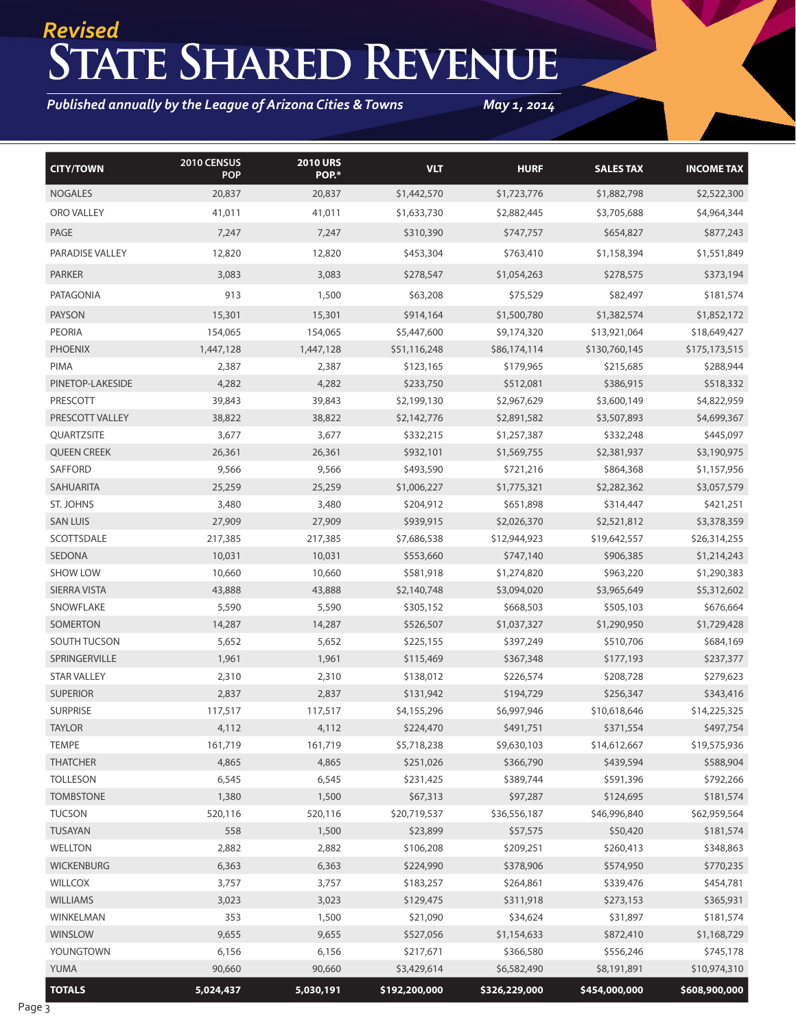*Revised*

# State Shared Revenue

***Published annually by the League of Arizona Cities & Towns*** ***May 1, 2014***

| CITY/TOWN | 2010 CENSUS POP | 2010 URS POP.* | VLT | HURF | SALES TAX | INCOME TAX |
|---|---|---|---|---|---|---|
| NOGALES | 20,837 | 20,837 | $1,442,570 | $1,723,776 | $1,882,798 | $2,522,300 |
| ORO VALLEY | 41,011 | 41,011 | $1,633,730 | $2,882,445 | $3,705,688 | $4,964,344 |
| PAGE | 7,247 | 7,247 | $310,390 | $747,757 | $654,827 | $877,243 |
| PARADISE VALLEY | 12,820 | 12,820 | $453,304 | $763,410 | $1,158,394 | $1,551,849 |
| PARKER | 3,083 | 3,083 | $278,547 | $1,054,263 | $278,575 | $373,194 |
| PATAGONIA | 913 | 1,500 | $63,208 | $75,529 | $82,497 | $181,574 |
| PAYSON | 15,301 | 15,301 | $914,164 | $1,500,780 | $1,382,574 | $1,852,172 |
| PEORIA | 154,065 | 154,065 | $5,447,600 | $9,174,320 | $13,921,064 | $18,649,427 |
| PHOENIX | 1,447,128 | 1,447,128 | $51,116,248 | $86,174,114 | $130,760,145 | $175,173,515 |
| PIMA | 2,387 | 2,387 | $123,165 | $179,965 | $215,685 | $288,944 |
| PINETOP-LAKESIDE | 4,282 | 4,282 | $233,750 | $512,081 | $386,915 | $518,332 |
| PRESCOTT | 39,843 | 39,843 | $2,199,130 | $2,967,629 | $3,600,149 | $4,822,959 |
| PRESCOTT VALLEY | 38,822 | 38,822 | $2,142,776 | $2,891,582 | $3,507,893 | $4,699,367 |
| QUARTZSITE | 3,677 | 3,677 | $332,215 | $1,257,387 | $332,248 | $445,097 |
| QUEEN CREEK | 26,361 | 26,361 | $932,101 | $1,569,755 | $2,381,937 | $3,190,975 |
| SAFFORD | 9,566 | 9,566 | $493,590 | $721,216 | $864,368 | $1,157,956 |
| SAHUARITA | 25,259 | 25,259 | $1,006,227 | $1,775,321 | $2,282,362 | $3,057,579 |
| ST. JOHNS | 3,480 | 3,480 | $204,912 | $651,898 | $314,447 | $421,251 |
| SAN LUIS | 27,909 | 27,909 | $939,915 | $2,026,370 | $2,521,812 | $3,378,359 |
| SCOTTSDALE | 217,385 | 217,385 | $7,686,538 | $12,944,923 | $19,642,557 | $26,314,255 |
| SEDONA | 10,031 | 10,031 | $553,660 | $747,140 | $906,385 | $1,214,243 |
| SHOW LOW | 10,660 | 10,660 | $581,918 | $1,274,820 | $963,220 | $1,290,383 |
| SIERRA VISTA | 43,888 | 43,888 | $2,140,748 | $3,094,020 | $3,965,649 | $5,312,602 |
| SNOWFLAKE | 5,590 | 5,590 | $305,152 | $668,503 | $505,103 | $676,664 |
| SOMERTON | 14,287 | 14,287 | $526,507 | $1,037,327 | $1,290,950 | $1,729,428 |
| SOUTH TUCSON | 5,652 | 5,652 | $225,155 | $397,249 | $510,706 | $684,169 |
| SPRINGERVILLE | 1,961 | 1,961 | $115,469 | $367,348 | $177,193 | $237,377 |
| STAR VALLEY | 2,310 | 2,310 | $138,012 | $226,574 | $208,728 | $279,623 |
| SUPERIOR | 2,837 | 2,837 | $131,942 | $194,729 | $256,347 | $343,416 |
| SURPRISE | 117,517 | 117,517 | $4,155,296 | $6,997,946 | $10,618,646 | $14,225,325 |
| TAYLOR | 4,112 | 4,112 | $224,470 | $491,751 | $371,554 | $497,754 |
| TEMPE | 161,719 | 161,719 | $5,718,238 | $9,630,103 | $14,612,667 | $19,575,936 |
| THATCHER | 4,865 | 4,865 | $251,026 | $366,790 | $439,594 | $588,904 |
| TOLLESON | 6,545 | 6,545 | $231,425 | $389,744 | $591,396 | $792,266 |
| TOMBSTONE | 1,380 | 1,500 | $67,313 | $97,287 | $124,695 | $181,574 |
| TUCSON | 520,116 | 520,116 | $20,719,537 | $36,556,187 | $46,996,840 | $62,959,564 |
| TUSAYAN | 558 | 1,500 | $23,899 | $57,575 | $50,420 | $181,574 |
| WELLTON | 2,882 | 2,882 | $106,208 | $209,251 | $260,413 | $348,863 |
| WICKENBURG | 6,363 | 6,363 | $224,990 | $378,906 | $574,950 | $770,235 |
| WILLCOX | 3,757 | 3,757 | $183,257 | $264,861 | $339,476 | $454,781 |
| WILLIAMS | 3,023 | 3,023 | $129,475 | $311,918 | $273,153 | $365,931 |
| WINKELMAN | 353 | 1,500 | $21,090 | $34,624 | $31,897 | $181,574 |
| WINSLOW | 9,655 | 9,655 | $527,056 | $1,154,633 | $872,410 | $1,168,729 |
| YOUNGTOWN | 6,156 | 6,156 | $217,671 | $366,580 | $556,246 | $745,178 |
| YUMA | 90,660 | 90,660 | $3,429,614 | $6,582,490 | $8,191,891 | $10,974,310 |
| **TOTALS** | **5,024,437** | **5,030,191** | **$192,200,000** | **$326,229,000** | **$454,000,000** | **$608,900,000** |